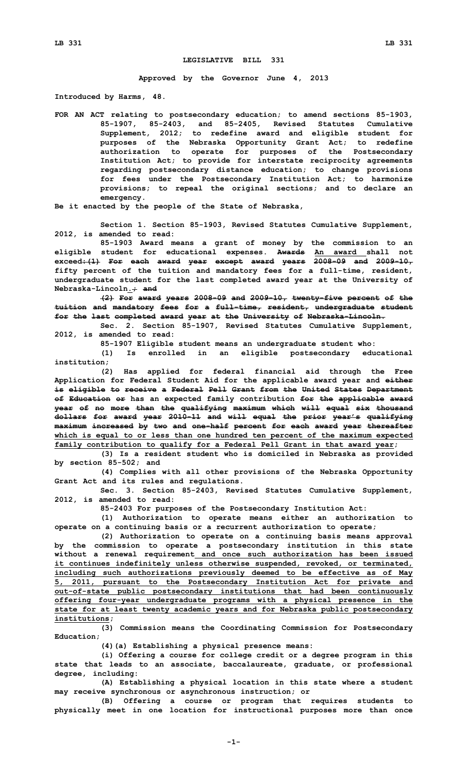# LEGISLATIVE BILL 331

**Approved by the Governor June 4, 2013**

**Introduced by Harms, 48.**

**FOR AN ACT relating to postsecondary education; to amend sections 85-1903, 85-1907, 85-2403, and 85-2405, Revised Statutes Cumulative Supplement, 2012; to redefine award and eligible student for purposes of the Nebraska Opportunity Grant Act; to redefine authorization to operate for purposes of the Postsecondary Institution Act; to provide for interstate reciprocity agreements regarding postsecondary distance education; to change provisions for fees under the Postsecondary Institution Act; to harmonize provisions; to repeal the original sections; and to declare an emergency.**

**Be it enacted by the people of the State of Nebraska,**

**Section 1. Section 85-1903, Revised Statutes Cumulative Supplement, 2012, is amended to read:**

**85-1903 Award means a grant of money by the commission to an eligible student for educational expenses. ~~Awards~~ An award shall not exceed~~:(1) For each award year except award years 2008-09 and 2009-10,~~ fifty percent of the tuition and mandatory fees for a full-time, resident, undergraduate student for the last completed award year at the University of Nebraska-Lincoln.~~; and~~**

**~~(2) For award years 2008-09 and 2009-10, twenty-five percent of the tuition and mandatory fees for a full-time, resident, undergraduate student for the last completed award year at the University of Nebraska-Lincoln.~~**

**Sec. 2. Section 85-1907, Revised Statutes Cumulative Supplement, 2012, is amended to read:**

**85-1907 Eligible student means an undergraduate student who:**

**(1) Is enrolled in an eligible postsecondary educational institution;**

**(2) Has applied for federal financial aid through the Free Application for Federal Student Aid for the applicable award year and ~~either is eligible to receive a Federal Pell Grant from the United States Department of Education or~~ has an expected family contribution ~~for the applicable award year of no more than the qualifying maximum which will equal six thousand dollars for award year 2010-11 and will equal the prior year's qualifying maximum increased by two and one-half percent for each award year thereafter~~ which is equal to or less than one hundred ten percent of the maximum expected family contribution to qualify for a Federal Pell Grant in that award year;**

**(3) Is a resident student who is domiciled in Nebraska as provided by section 85-502; and**

**(4) Complies with all other provisions of the Nebraska Opportunity Grant Act and its rules and regulations.**

**Sec. 3. Section 85-2403, Revised Statutes Cumulative Supplement, 2012, is amended to read:**

**85-2403 For purposes of the Postsecondary Institution Act:**

**(1) Authorization to operate means either an authorization to operate on a continuing basis or a recurrent authorization to operate;**

**(2) Authorization to operate on a continuing basis means approval by the commission to operate a postsecondary institution in this state without a renewal requirement and once such authorization has been issued it continues indefinitely unless otherwise suspended, revoked, or terminated, including such authorizations previously deemed to be effective as of May 5, 2011, pursuant to the Postsecondary Institution Act for private and out-of-state public postsecondary institutions that had been continuously offering four-year undergraduate programs with a physical presence in the state for at least twenty academic years and for Nebraska public postsecondary institutions;**

**(3) Commission means the Coordinating Commission for Postsecondary Education;**

**(4)(a) Establishing a physical presence means:**

**(i) Offering a course for college credit or a degree program in this state that leads to an associate, baccalaureate, graduate, or professional degree, including:**

**(A) Establishing a physical location in this state where a student may receive synchronous or asynchronous instruction; or**

**(B) Offering a course or program that requires students to physically meet in one location for instructional purposes more than once**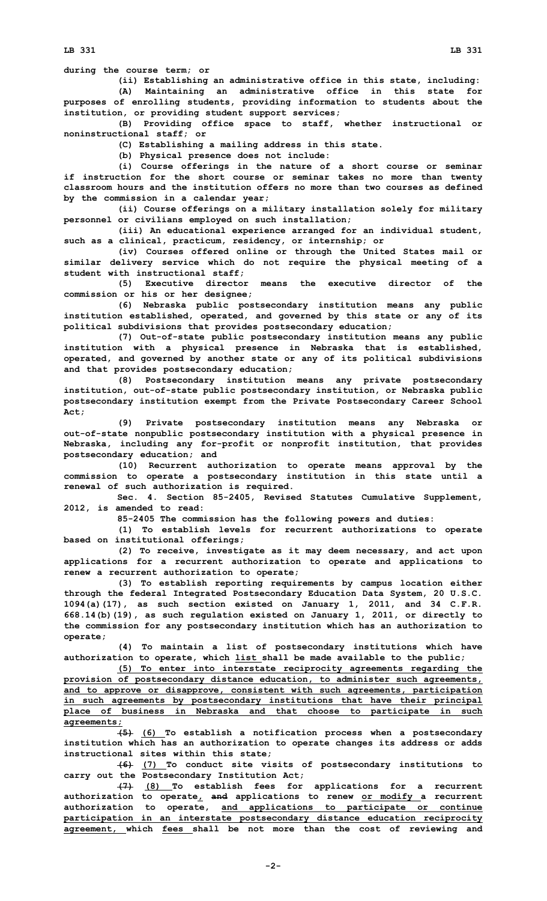during the course term; or

(ii) Establishing an administrative office in this state, including:

(A) Maintaining an administrative office in this state for purposes of enrolling students, providing information to students about the institution, or providing student support services;

(B) Providing office space to staff, whether instructional or noninstructional staff; or

(C) Establishing a mailing address in this state.

(b) Physical presence does not include:

(i) Course offerings in the nature of a short course or seminar if instruction for the short course or seminar takes no more than twenty classroom hours and the institution offers no more than two courses as defined by the commission in a calendar year;

(ii) Course offerings on a military installation solely for military personnel or civilians employed on such installation;

(iii) An educational experience arranged for an individual student, such as a clinical, practicum, residency, or internship; or

(iv) Courses offered online or through the United States mail or similar delivery service which do not require the physical meeting of a student with instructional staff;

(5) Executive director means the executive director of the commission or his or her designee;

(6) Nebraska public postsecondary institution means any public institution established, operated, and governed by this state or any of its political subdivisions that provides postsecondary education;

(7) Out-of-state public postsecondary institution means any public institution with a physical presence in Nebraska that is established, operated, and governed by another state or any of its political subdivisions and that provides postsecondary education;

(8) Postsecondary institution means any private postsecondary institution, out-of-state public postsecondary institution, or Nebraska public postsecondary institution exempt from the Private Postsecondary Career School Act;

(9) Private postsecondary institution means any Nebraska or out-of-state nonpublic postsecondary institution with a physical presence in Nebraska, including any for-profit or nonprofit institution, that provides postsecondary education; and

(10) Recurrent authorization to operate means approval by the commission to operate a postsecondary institution in this state until a renewal of such authorization is required.

Sec. 4. Section 85-2405, Revised Statutes Cumulative Supplement, 2012, is amended to read:

85-2405 The commission has the following powers and duties:

(1) To establish levels for recurrent authorizations to operate based on institutional offerings;

(2) To receive, investigate as it may deem necessary, and act upon applications for a recurrent authorization to operate and applications to renew a recurrent authorization to operate;

(3) To establish reporting requirements by campus location either through the federal Integrated Postsecondary Education Data System, 20 U.S.C. 1094(a)(17), as such section existed on January 1, 2011, and 34 C.F.R. 668.14(b)(19), as such regulation existed on January 1, 2011, or directly to the commission for any postsecondary institution which has an authorization to operate;

(4) To maintain a list of postsecondary institutions which have authorization to operate, which list shall be made available to the public;

(5) To enter into interstate reciprocity agreements regarding the provision of postsecondary distance education, to administer such agreements, and to approve or disapprove, consistent with such agreements, participation in such agreements by postsecondary institutions that have their principal place of business in Nebraska and that choose to participate in such agreements;

~~(5)~~ (6) To establish a notification process when a postsecondary institution which has an authorization to operate changes its address or adds instructional sites within this state;

~~(6)~~ (7) To conduct site visits of postsecondary institutions to carry out the Postsecondary Institution Act;

~~(7)~~ (8) To establish fees for applications for a recurrent authorization to operate, ~~and~~ applications to renew or modify a recurrent authorization to operate, and applications to participate or continue participation in an interstate postsecondary distance education reciprocity agreement, which fees shall be not more than the cost of reviewing and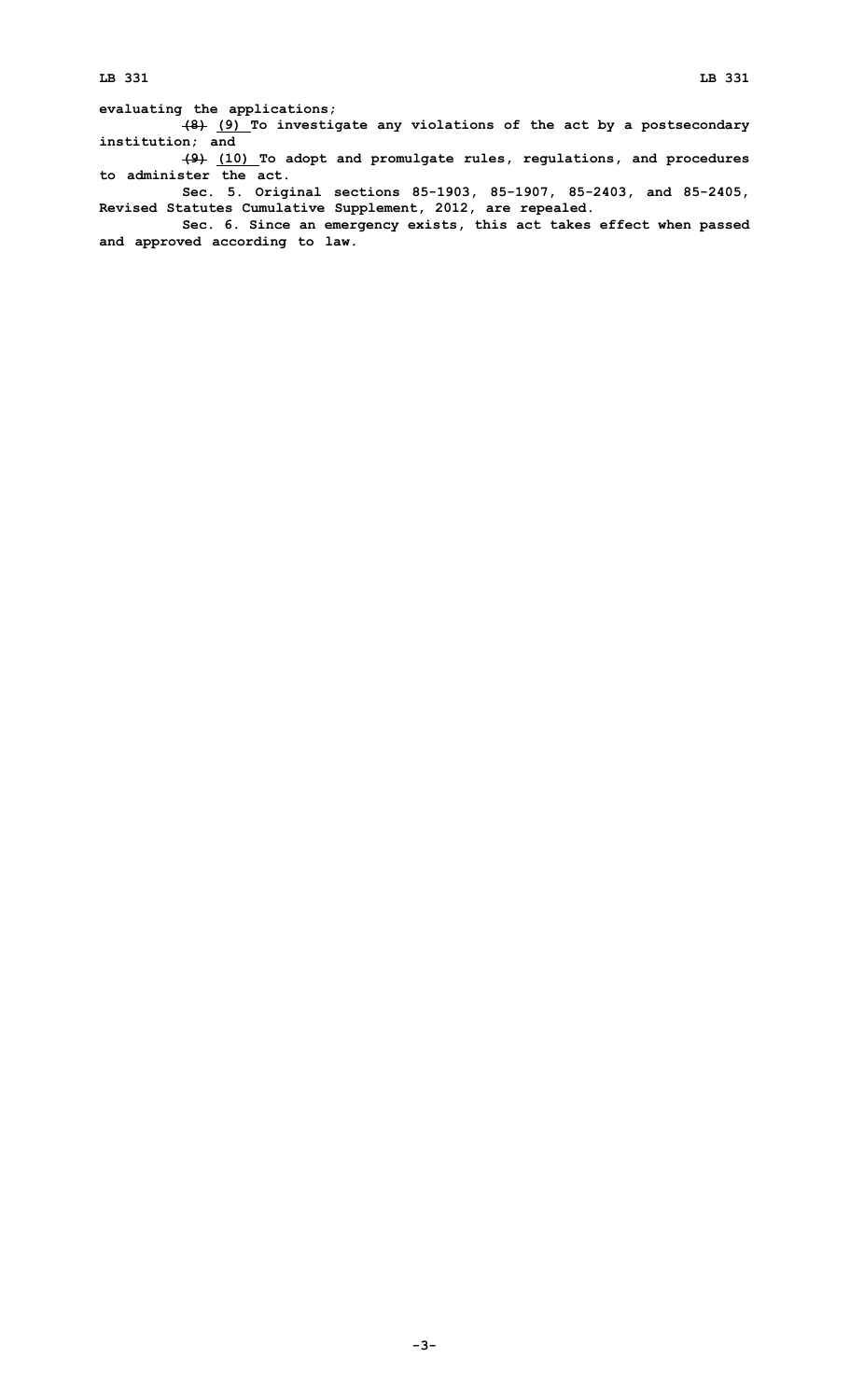evaluating the applications;

~~(8)~~ (9) To investigate any violations of the act by a postsecondary institution; and

~~(9)~~ (10) To adopt and promulgate rules, regulations, and procedures to administer the act.

Sec. 5. Original sections 85-1903, 85-1907, 85-2403, and 85-2405, Revised Statutes Cumulative Supplement, 2012, are repealed.

Sec. 6. Since an emergency exists, this act takes effect when passed and approved according to law.